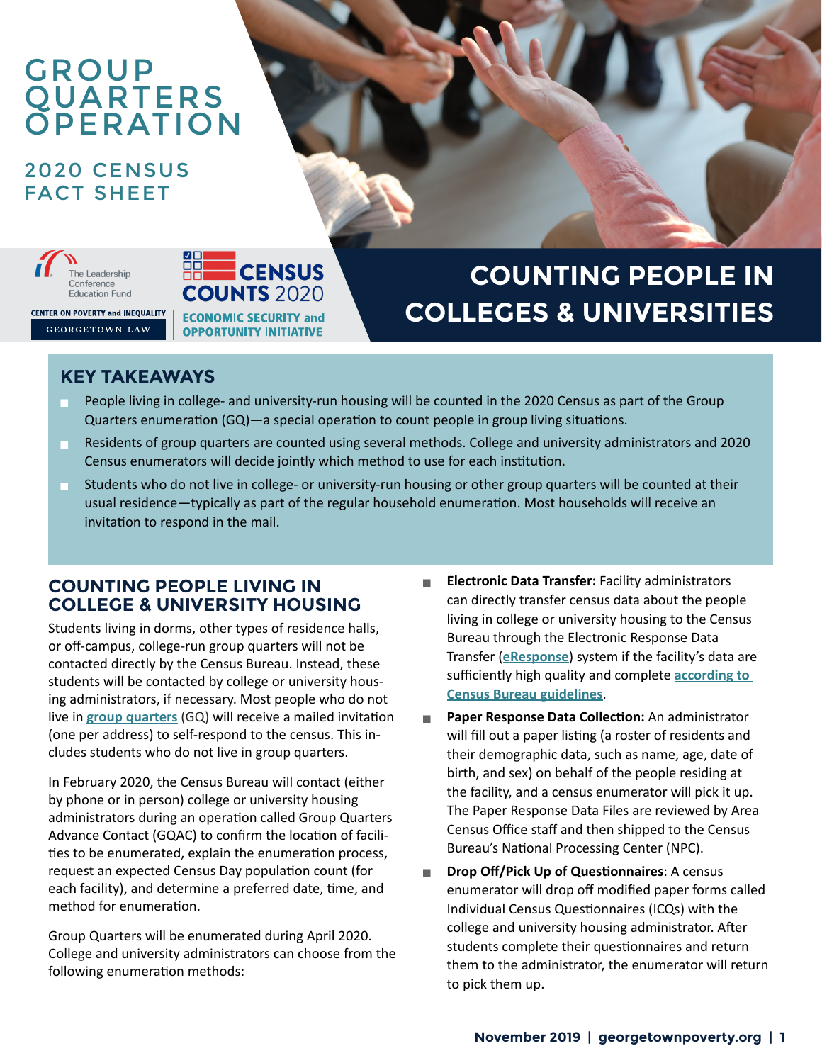# GROUP QUARTERS OPERATION

## 2020 CENSUS FACT SHEET

The Leadership Conference Education Fund

CENTER ON POVERTY and INEQUALITY GEORGETOWN LAW

CENSUS COUNTS 2020 ECONOMIC SECURITY and OPPORTUNITY INITIATIVE

# COUNTING PEOPLE IN COLLEGES & UNIVERSITIES

## KEY TAKEAWAYS

- People living in college- and university-run housing will be counted in the 2020 Census as part of the Group Quarters enumeration (GQ)—a special operation to count people in group living situations.
- Residents of group quarters are counted using several methods. College and university administrators and 2020 Census enumerators will decide jointly which method to use for each institution.
- Students who do not live in college- or university-run housing or other group quarters will be counted at their usual residence—typically as part of the regular household enumeration. Most households will receive an invitation to respond in the mail.

## COUNTING PEOPLE LIVING IN COLLEGE & UNIVERSITY HOUSING

Students living in dorms, other types of residence halls, or off-campus, college-run group quarters will not be contacted directly by the Census Bureau. Instead, these students will be contacted by college or university housing administrators, if necessary. Most people who do not live in **group quarters** (GQ) will receive a mailed invitation (one per address) to self-respond to the census. This includes students who do not live in group quarters.

In February 2020, the Census Bureau will contact (either by phone or in person) college or university housing administrators during an operation called Group Quarters Advance Contact (GQAC) to confirm the location of facilities to be enumerated, explain the enumeration process, request an expected Census Day population count (for each facility), and determine a preferred date, time, and method for enumeration.

Group Quarters will be enumerated during April 2020. College and university administrators can choose from the following enumeration methods:

- **Electronic Data Transfer:** Facility administrators can directly transfer census data about the people living in college or university housing to the Census Bureau through the Electronic Response Data Transfer (**eResponse**) system if the facility's data are sufficiently high quality and complete **according to Census Bureau guidelines**.
- **Paper Response Data Collection:** An administrator will fill out a paper listing (a roster of residents and their demographic data, such as name, age, date of birth, and sex) on behalf of the people residing at the facility, and a census enumerator will pick it up. The Paper Response Data Files are reviewed by Area Census Office staff and then shipped to the Census Bureau's National Processing Center (NPC).
- **Drop Off/Pick Up of Questionnaires**: A census enumerator will drop off modified paper forms called Individual Census Questionnaires (ICQs) with the college and university housing administrator. After students complete their questionnaires and return them to the administrator, the enumerator will return to pick them up.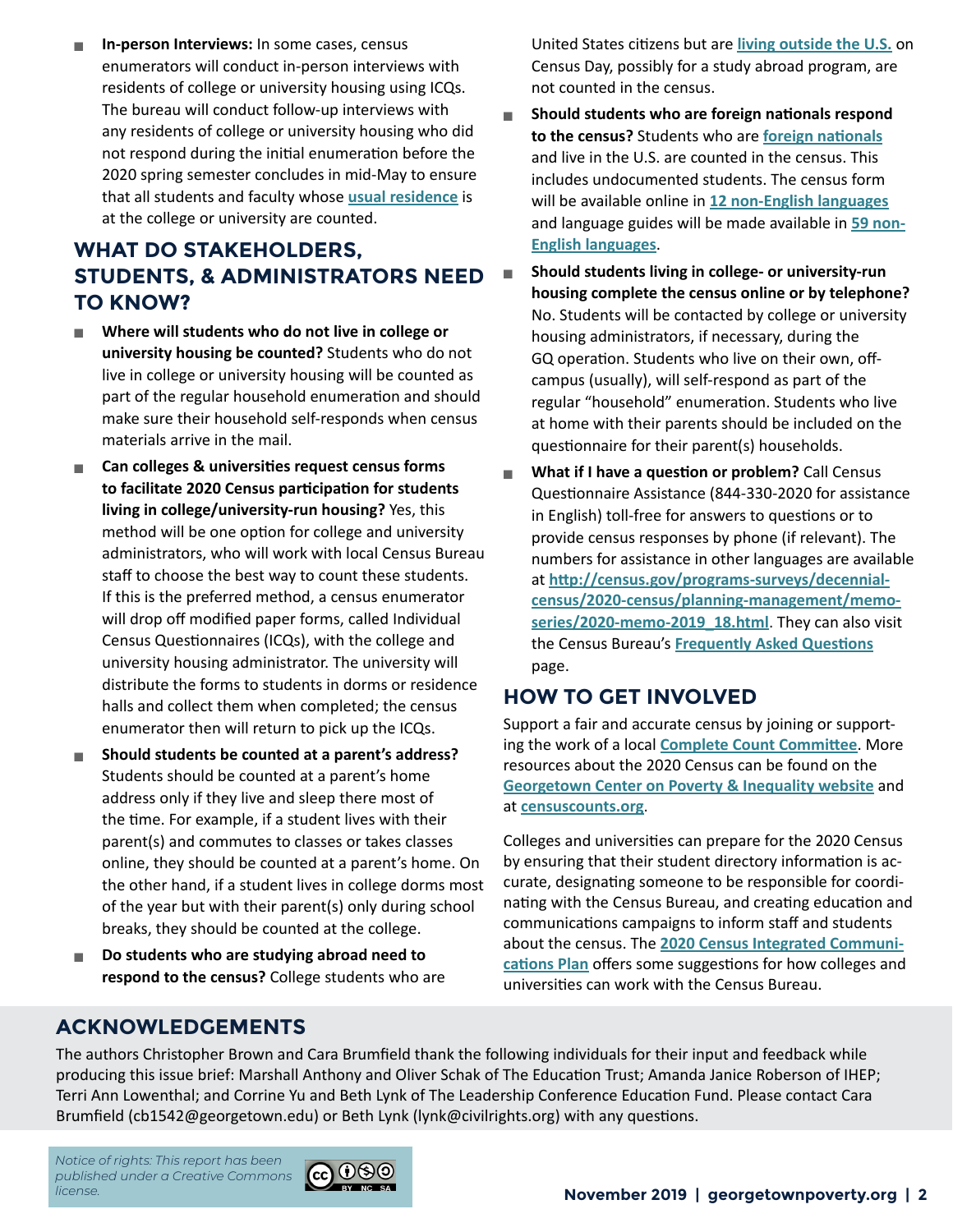- **In-person Interviews:** In some cases, census enumerators will conduct in-person interviews with residents of college or university housing using ICQs. The bureau will conduct follow-up interviews with any residents of college or university housing who did not respond during the initial enumeration before the 2020 spring semester concludes in mid-May to ensure that all students and faculty whose **usual residence** is at the college or university are counted.

## WHAT DO STAKEHOLDERS, STUDENTS, & ADMINISTRATORS NEED TO KNOW?

- **Where will students who do not live in college or university housing be counted?** Students who do not live in college or university housing will be counted as part of the regular household enumeration and should make sure their household self-responds when census materials arrive in the mail.
- **Can colleges & universities request census forms to facilitate 2020 Census participation for students living in college/university-run housing?** Yes, this method will be one option for college and university administrators, who will work with local Census Bureau staff to choose the best way to count these students. If this is the preferred method, a census enumerator will drop off modified paper forms, called Individual Census Questionnaires (ICQs), with the college and university housing administrator. The university will distribute the forms to students in dorms or residence halls and collect them when completed; the census enumerator then will return to pick up the ICQs.
- **Should students be counted at a parent's address?** Students should be counted at a parent's home address only if they live and sleep there most of the time. For example, if a student lives with their parent(s) and commutes to classes or takes classes online, they should be counted at a parent's home. On the other hand, if a student lives in college dorms most of the year but with their parent(s) only during school breaks, they should be counted at the college.
- **Do students who are studying abroad need to respond to the census?** College students who are United States citizens but are **living outside the U.S.** on Census Day, possibly for a study abroad program, are not counted in the census.
- **Should students who are foreign nationals respond to the census?** Students who are **foreign nationals** and live in the U.S. are counted in the census. This includes undocumented students. The census form will be available online in **12 non-English languages** and language guides will be made available in **59 non-English languages**.
- **Should students living in college- or university-run housing complete the census online or by telephone?** No. Students will be contacted by college or university housing administrators, if necessary, during the GQ operation. Students who live on their own, off-campus (usually), will self-respond as part of the regular "household" enumeration. Students who live at home with their parents should be included on the questionnaire for their parent(s) households.
- **What if I have a question or problem?** Call Census Questionnaire Assistance (844-330-2020 for assistance in English) toll-free for answers to questions or to provide census responses by phone (if relevant). The numbers for assistance in other languages are available at **http://census.gov/programs-surveys/decennial-census/2020-census/planning-management/memo-series/2020-memo-2019_18.html**. They can also visit the Census Bureau's **Frequently Asked Questions** page.

## HOW TO GET INVOLVED

Support a fair and accurate census by joining or supporting the work of a local **Complete Count Committee**. More resources about the 2020 Census can be found on the **Georgetown Center on Poverty & Inequality website** and at **censuscounts.org**.

Colleges and universities can prepare for the 2020 Census by ensuring that their student directory information is accurate, designating someone to be responsible for coordinating with the Census Bureau, and creating education and communications campaigns to inform staff and students about the census. The **2020 Census Integrated Communications Plan** offers some suggestions for how colleges and universities can work with the Census Bureau.

## ACKNOWLEDGEMENTS

The authors Christopher Brown and Cara Brumfield thank the following individuals for their input and feedback while producing this issue brief: Marshall Anthony and Oliver Schak of The Education Trust; Amanda Janice Roberson of IHEP; Terri Ann Lowenthal; and Corrine Yu and Beth Lynk of The Leadership Conference Education Fund. Please contact Cara Brumfield (cb1542@georgetown.edu) or Beth Lynk (lynk@civilrights.org) with any questions.

*Notice of rights: This report has been published under a Creative Commons license.*